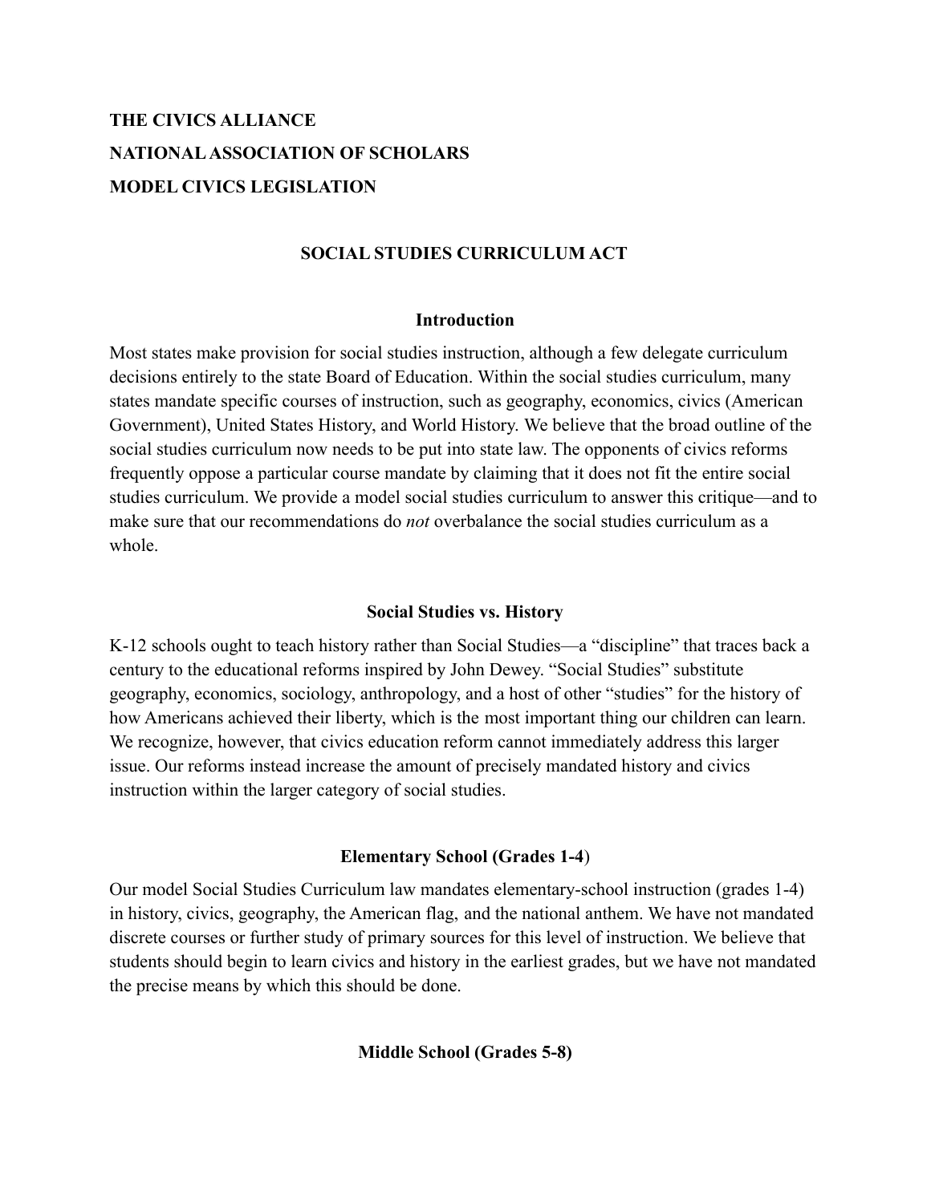**THE CIVICS ALLIANCE**

**NATIONAL ASSOCIATION OF SCHOLARS**

**MODEL CIVICS LEGISLATION**

# SOCIAL STUDIES CURRICULUM ACT

## Introduction

Most states make provision for social studies instruction, although a few delegate curriculum decisions entirely to the state Board of Education. Within the social studies curriculum, many states mandate specific courses of instruction, such as geography, economics, civics (American Government), United States History, and World History. We believe that the broad outline of the social studies curriculum now needs to be put into state law. The opponents of civics reforms frequently oppose a particular course mandate by claiming that it does not fit the entire social studies curriculum. We provide a model social studies curriculum to answer this critique—and to make sure that our recommendations do *not* overbalance the social studies curriculum as a whole.

## Social Studies vs. History

K-12 schools ought to teach history rather than Social Studies—a "discipline" that traces back a century to the educational reforms inspired by John Dewey. "Social Studies" substitute geography, economics, sociology, anthropology, and a host of other "studies" for the history of how Americans achieved their liberty, which is the most important thing our children can learn. We recognize, however, that civics education reform cannot immediately address this larger issue. Our reforms instead increase the amount of precisely mandated history and civics instruction within the larger category of social studies.

## Elementary School (Grades 1-4)

Our model Social Studies Curriculum law mandates elementary-school instruction (grades 1-4) in history, civics, geography, the American flag, and the national anthem. We have not mandated discrete courses or further study of primary sources for this level of instruction. We believe that students should begin to learn civics and history in the earliest grades, but we have not mandated the precise means by which this should be done.

## Middle School (Grades 5-8)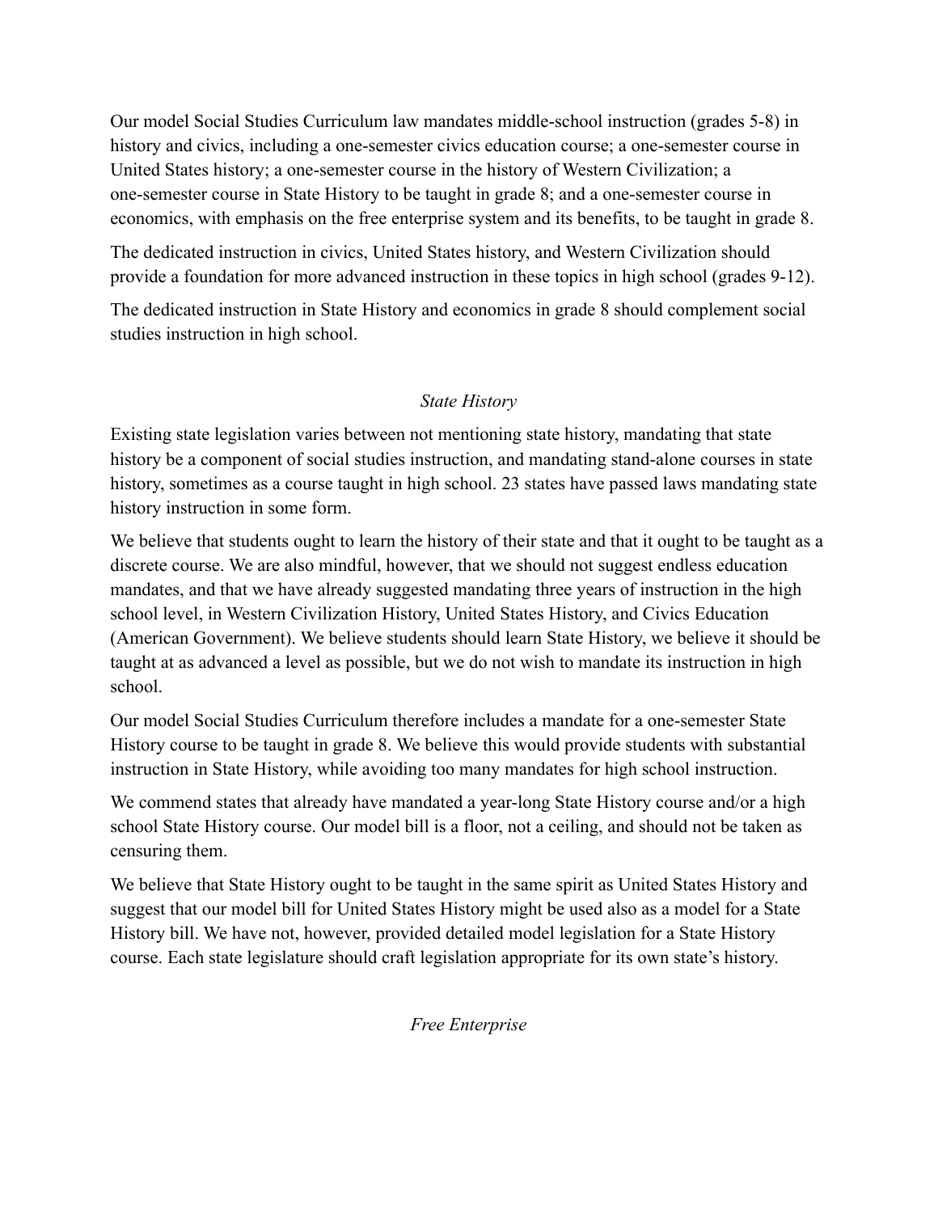Our model Social Studies Curriculum law mandates middle-school instruction (grades 5-8) in history and civics, including a one-semester civics education course; a one-semester course in United States history; a one-semester course in the history of Western Civilization; a one-semester course in State History to be taught in grade 8; and a one-semester course in economics, with emphasis on the free enterprise system and its benefits, to be taught in grade 8.

The dedicated instruction in civics, United States history, and Western Civilization should provide a foundation for more advanced instruction in these topics in high school (grades 9-12).

The dedicated instruction in State History and economics in grade 8 should complement social studies instruction in high school.

*State History*

Existing state legislation varies between not mentioning state history, mandating that state history be a component of social studies instruction, and mandating stand-alone courses in state history, sometimes as a course taught in high school. 23 states have passed laws mandating state history instruction in some form.

We believe that students ought to learn the history of their state and that it ought to be taught as a discrete course. We are also mindful, however, that we should not suggest endless education mandates, and that we have already suggested mandating three years of instruction in the high school level, in Western Civilization History, United States History, and Civics Education (American Government). We believe students should learn State History, we believe it should be taught at as advanced a level as possible, but we do not wish to mandate its instruction in high school.

Our model Social Studies Curriculum therefore includes a mandate for a one-semester State History course to be taught in grade 8. We believe this would provide students with substantial instruction in State History, while avoiding too many mandates for high school instruction.

We commend states that already have mandated a year-long State History course and/or a high school State History course. Our model bill is a floor, not a ceiling, and should not be taken as censuring them.

We believe that State History ought to be taught in the same spirit as United States History and suggest that our model bill for United States History might be used also as a model for a State History bill. We have not, however, provided detailed model legislation for a State History course. Each state legislature should craft legislation appropriate for its own state's history.

*Free Enterprise*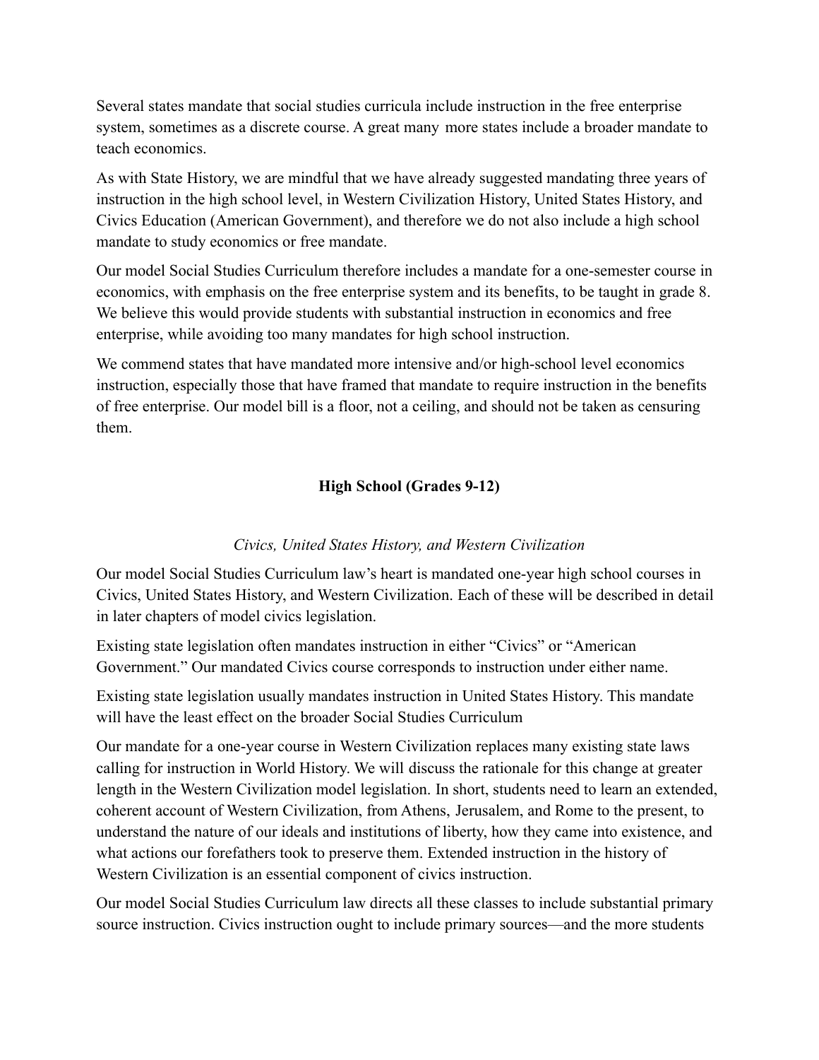Several states mandate that social studies curricula include instruction in the free enterprise system, sometimes as a discrete course. A great many more states include a broader mandate to teach economics.

As with State History, we are mindful that we have already suggested mandating three years of instruction in the high school level, in Western Civilization History, United States History, and Civics Education (American Government), and therefore we do not also include a high school mandate to study economics or free mandate.

Our model Social Studies Curriculum therefore includes a mandate for a one-semester course in economics, with emphasis on the free enterprise system and its benefits, to be taught in grade 8. We believe this would provide students with substantial instruction in economics and free enterprise, while avoiding too many mandates for high school instruction.

We commend states that have mandated more intensive and/or high-school level economics instruction, especially those that have framed that mandate to require instruction in the benefits of free enterprise. Our model bill is a floor, not a ceiling, and should not be taken as censuring them.

## High School (Grades 9-12)

### *Civics, United States History, and Western Civilization*

Our model Social Studies Curriculum law's heart is mandated one-year high school courses in Civics, United States History, and Western Civilization. Each of these will be described in detail in later chapters of model civics legislation.

Existing state legislation often mandates instruction in either "Civics" or "American Government." Our mandated Civics course corresponds to instruction under either name.

Existing state legislation usually mandates instruction in United States History. This mandate will have the least effect on the broader Social Studies Curriculum

Our mandate for a one-year course in Western Civilization replaces many existing state laws calling for instruction in World History. We will discuss the rationale for this change at greater length in the Western Civilization model legislation. In short, students need to learn an extended, coherent account of Western Civilization, from Athens, Jerusalem, and Rome to the present, to understand the nature of our ideals and institutions of liberty, how they came into existence, and what actions our forefathers took to preserve them. Extended instruction in the history of Western Civilization is an essential component of civics instruction.

Our model Social Studies Curriculum law directs all these classes to include substantial primary source instruction. Civics instruction ought to include primary sources—and the more students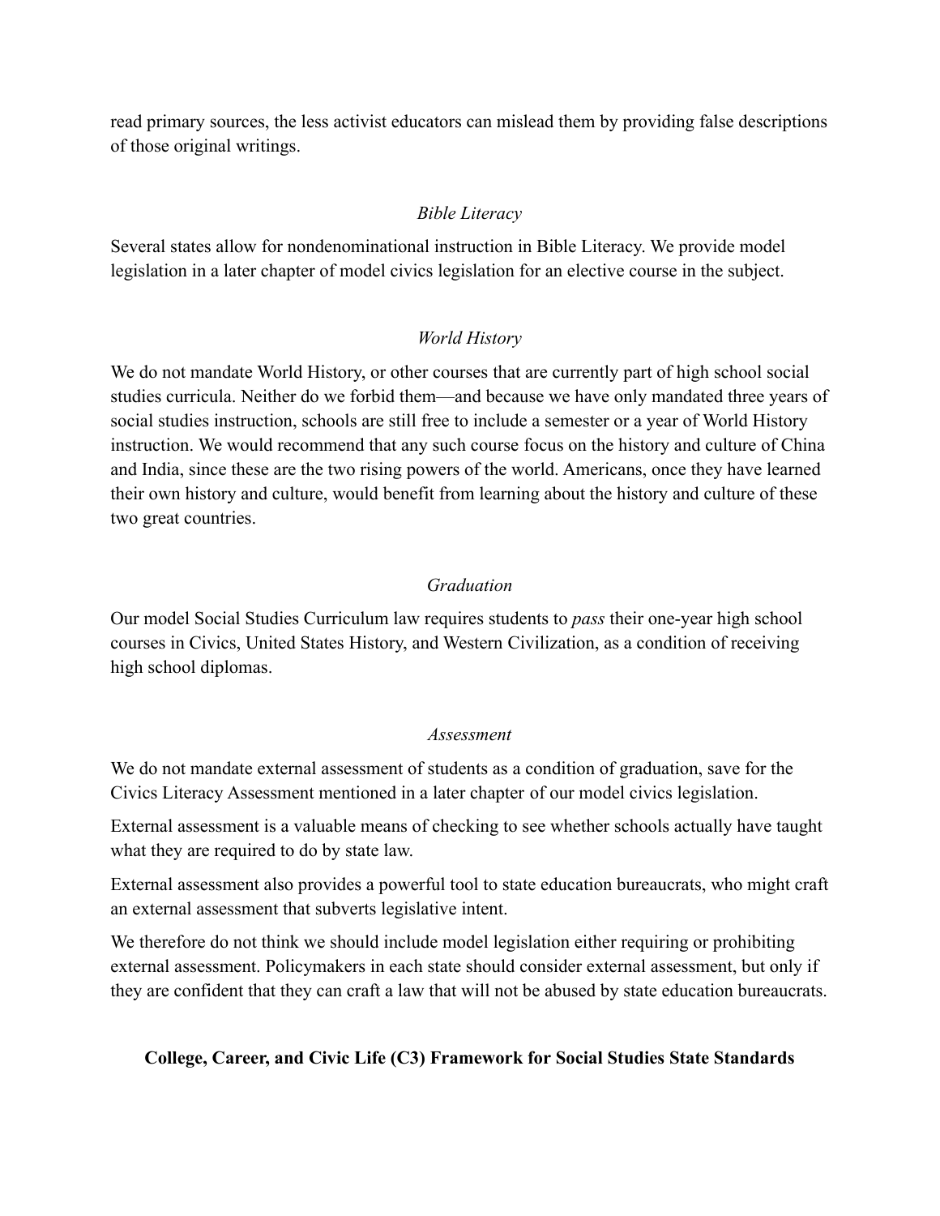read primary sources, the less activist educators can mislead them by providing false descriptions of those original writings.

### *Bible Literacy*

Several states allow for nondenominational instruction in Bible Literacy. We provide model legislation in a later chapter of model civics legislation for an elective course in the subject.

### *World History*

We do not mandate World History, or other courses that are currently part of high school social studies curricula. Neither do we forbid them—and because we have only mandated three years of social studies instruction, schools are still free to include a semester or a year of World History instruction. We would recommend that any such course focus on the history and culture of China and India, since these are the two rising powers of the world. Americans, once they have learned their own history and culture, would benefit from learning about the history and culture of these two great countries.

### *Graduation*

Our model Social Studies Curriculum law requires students to *pass* their one-year high school courses in Civics, United States History, and Western Civilization, as a condition of receiving high school diplomas.

### *Assessment*

We do not mandate external assessment of students as a condition of graduation, save for the Civics Literacy Assessment mentioned in a later chapter of our model civics legislation.

External assessment is a valuable means of checking to see whether schools actually have taught what they are required to do by state law.

External assessment also provides a powerful tool to state education bureaucrats, who might craft an external assessment that subverts legislative intent.

We therefore do not think we should include model legislation either requiring or prohibiting external assessment. Policymakers in each state should consider external assessment, but only if they are confident that they can craft a law that will not be abused by state education bureaucrats.

## **College, Career, and Civic Life (C3) Framework for Social Studies State Standards**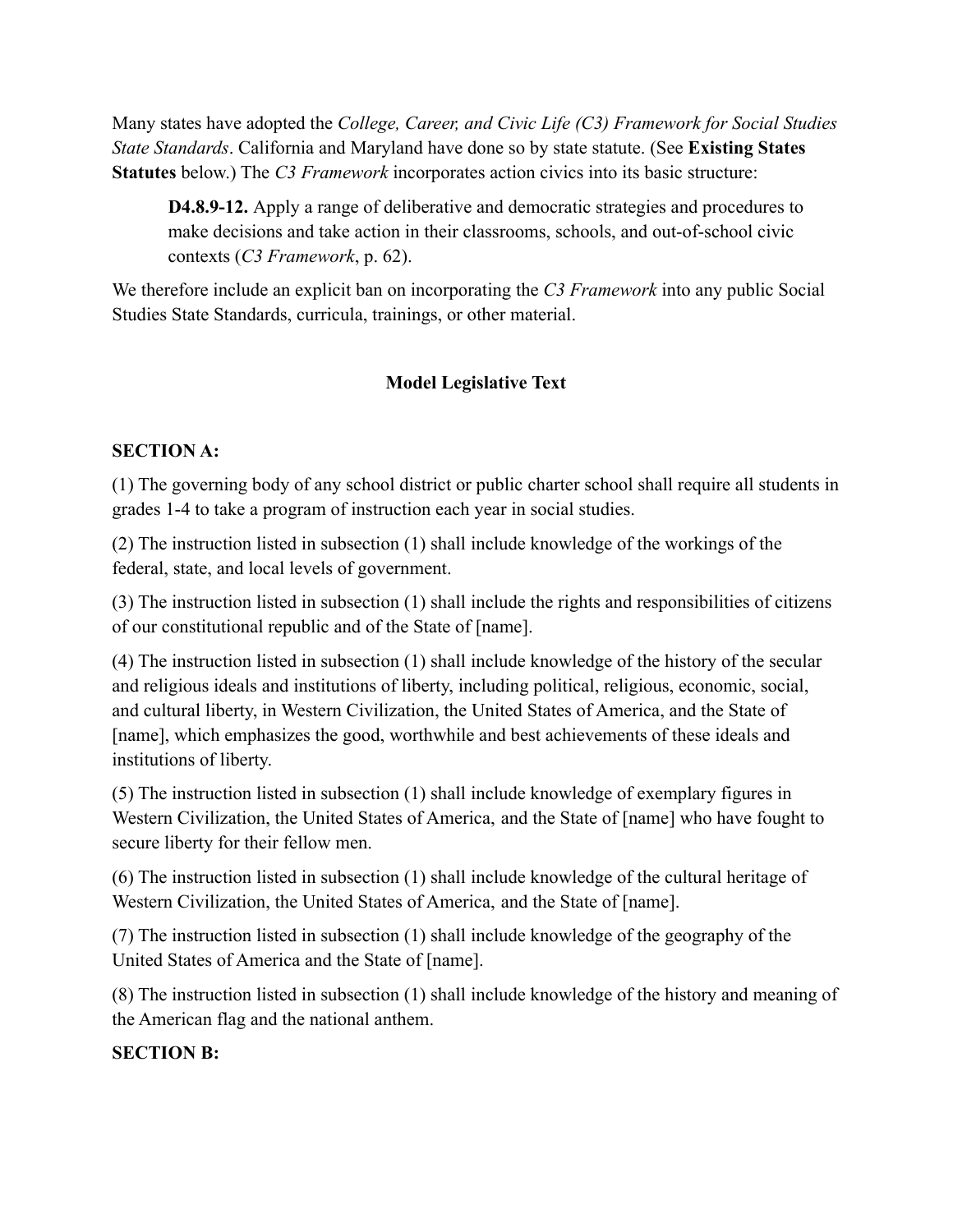Many states have adopted the *College, Career, and Civic Life (C3) Framework for Social Studies State Standards*. California and Maryland have done so by state statute. (See **Existing States Statutes** below.) The *C3 Framework* incorporates action civics into its basic structure:

> **D4.8.9-12.** Apply a range of deliberative and democratic strategies and procedures to make decisions and take action in their classrooms, schools, and out-of-school civic contexts (*C3 Framework*, p. 62).

We therefore include an explicit ban on incorporating the *C3 Framework* into any public Social Studies State Standards, curricula, trainings, or other material.

## Model Legislative Text

**SECTION A:**

(1) The governing body of any school district or public charter school shall require all students in grades 1-4 to take a program of instruction each year in social studies.

(2) The instruction listed in subsection (1) shall include knowledge of the workings of the federal, state, and local levels of government.

(3) The instruction listed in subsection (1) shall include the rights and responsibilities of citizens of our constitutional republic and of the State of [name].

(4) The instruction listed in subsection (1) shall include knowledge of the history of the secular and religious ideals and institutions of liberty, including political, religious, economic, social, and cultural liberty, in Western Civilization, the United States of America, and the State of [name], which emphasizes the good, worthwhile and best achievements of these ideals and institutions of liberty.

(5) The instruction listed in subsection (1) shall include knowledge of exemplary figures in Western Civilization, the United States of America, and the State of [name] who have fought to secure liberty for their fellow men.

(6) The instruction listed in subsection (1) shall include knowledge of the cultural heritage of Western Civilization, the United States of America, and the State of [name].

(7) The instruction listed in subsection (1) shall include knowledge of the geography of the United States of America and the State of [name].

(8) The instruction listed in subsection (1) shall include knowledge of the history and meaning of the American flag and the national anthem.

**SECTION B:**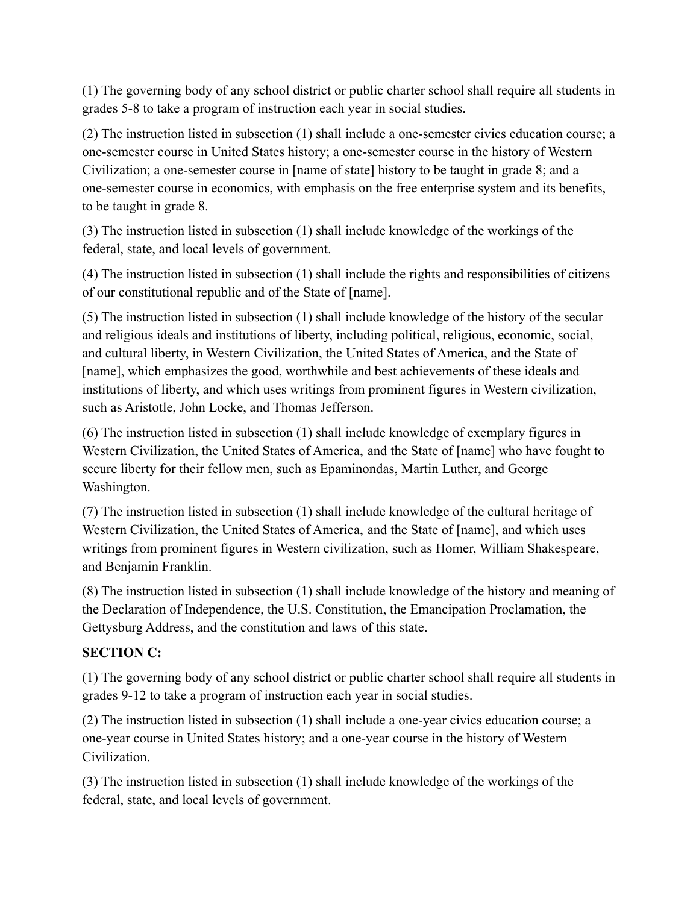(1) The governing body of any school district or public charter school shall require all students in grades 5-8 to take a program of instruction each year in social studies.

(2) The instruction listed in subsection (1) shall include a one-semester civics education course; a one-semester course in United States history; a one-semester course in the history of Western Civilization; a one-semester course in [name of state] history to be taught in grade 8; and a one-semester course in economics, with emphasis on the free enterprise system and its benefits, to be taught in grade 8.

(3) The instruction listed in subsection (1) shall include knowledge of the workings of the federal, state, and local levels of government.

(4) The instruction listed in subsection (1) shall include the rights and responsibilities of citizens of our constitutional republic and of the State of [name].

(5) The instruction listed in subsection (1) shall include knowledge of the history of the secular and religious ideals and institutions of liberty, including political, religious, economic, social, and cultural liberty, in Western Civilization, the United States of America, and the State of [name], which emphasizes the good, worthwhile and best achievements of these ideals and institutions of liberty, and which uses writings from prominent figures in Western civilization, such as Aristotle, John Locke, and Thomas Jefferson.

(6) The instruction listed in subsection (1) shall include knowledge of exemplary figures in Western Civilization, the United States of America, and the State of [name] who have fought to secure liberty for their fellow men, such as Epaminondas, Martin Luther, and George Washington.

(7) The instruction listed in subsection (1) shall include knowledge of the cultural heritage of Western Civilization, the United States of America, and the State of [name], and which uses writings from prominent figures in Western civilization, such as Homer, William Shakespeare, and Benjamin Franklin.

(8) The instruction listed in subsection (1) shall include knowledge of the history and meaning of the Declaration of Independence, the U.S. Constitution, the Emancipation Proclamation, the Gettysburg Address, and the constitution and laws of this state.

**SECTION C:**

(1) The governing body of any school district or public charter school shall require all students in grades 9-12 to take a program of instruction each year in social studies.

(2) The instruction listed in subsection (1) shall include a one-year civics education course; a one-year course in United States history; and a one-year course in the history of Western Civilization.

(3) The instruction listed in subsection (1) shall include knowledge of the workings of the federal, state, and local levels of government.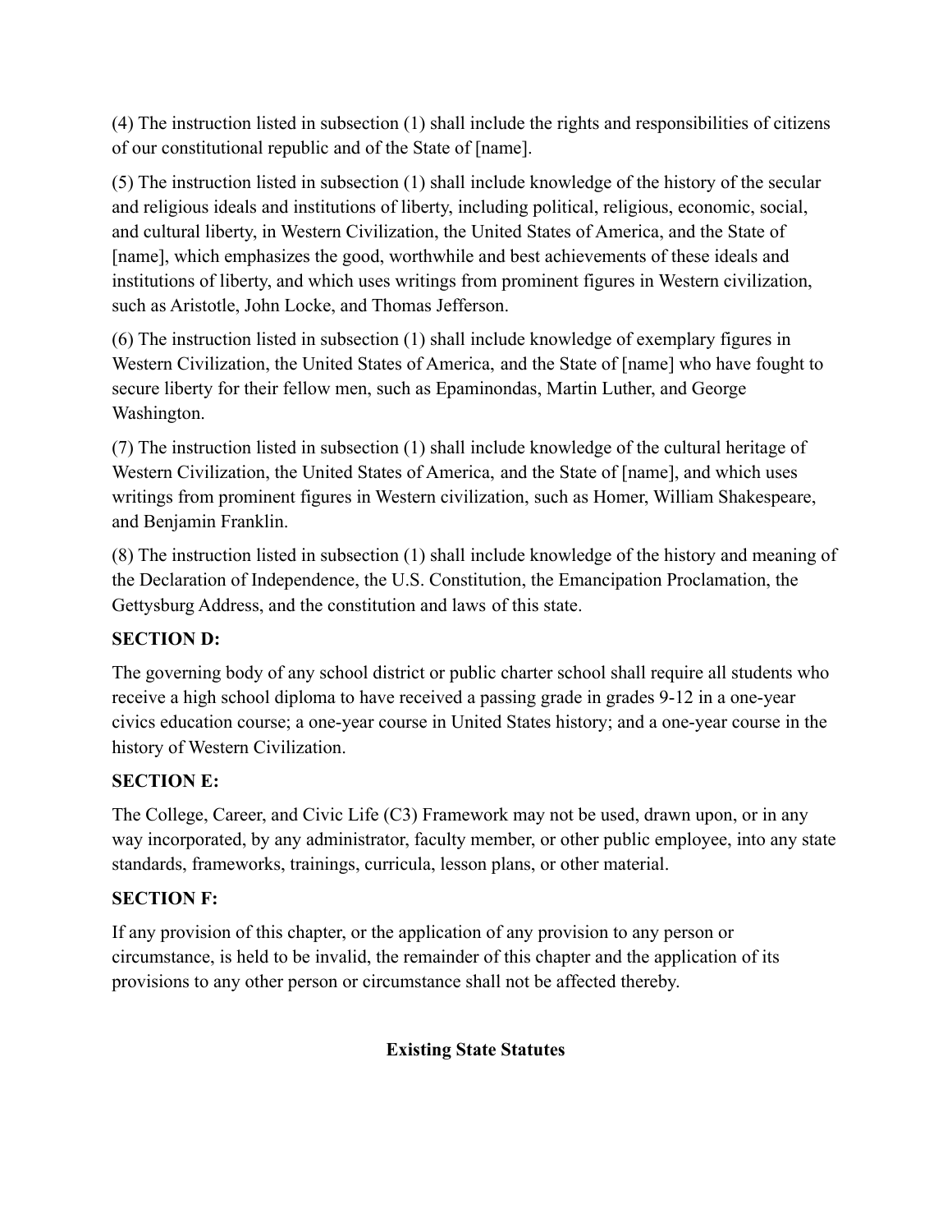(4) The instruction listed in subsection (1) shall include the rights and responsibilities of citizens of our constitutional republic and of the State of [name].

(5) The instruction listed in subsection (1) shall include knowledge of the history of the secular and religious ideals and institutions of liberty, including political, religious, economic, social, and cultural liberty, in Western Civilization, the United States of America, and the State of [name], which emphasizes the good, worthwhile and best achievements of these ideals and institutions of liberty, and which uses writings from prominent figures in Western civilization, such as Aristotle, John Locke, and Thomas Jefferson.

(6) The instruction listed in subsection (1) shall include knowledge of exemplary figures in Western Civilization, the United States of America, and the State of [name] who have fought to secure liberty for their fellow men, such as Epaminondas, Martin Luther, and George Washington.

(7) The instruction listed in subsection (1) shall include knowledge of the cultural heritage of Western Civilization, the United States of America, and the State of [name], and which uses writings from prominent figures in Western civilization, such as Homer, William Shakespeare, and Benjamin Franklin.

(8) The instruction listed in subsection (1) shall include knowledge of the history and meaning of the Declaration of Independence, the U.S. Constitution, the Emancipation Proclamation, the Gettysburg Address, and the constitution and laws of this state.

**SECTION D:**

The governing body of any school district or public charter school shall require all students who receive a high school diploma to have received a passing grade in grades 9-12 in a one-year civics education course; a one-year course in United States history; and a one-year course in the history of Western Civilization.

**SECTION E:**

The College, Career, and Civic Life (C3) Framework may not be used, drawn upon, or in any way incorporated, by any administrator, faculty member, or other public employee, into any state standards, frameworks, trainings, curricula, lesson plans, or other material.

**SECTION F:**

If any provision of this chapter, or the application of any provision to any person or circumstance, is held to be invalid, the remainder of this chapter and the application of its provisions to any other person or circumstance shall not be affected thereby.

## Existing State Statutes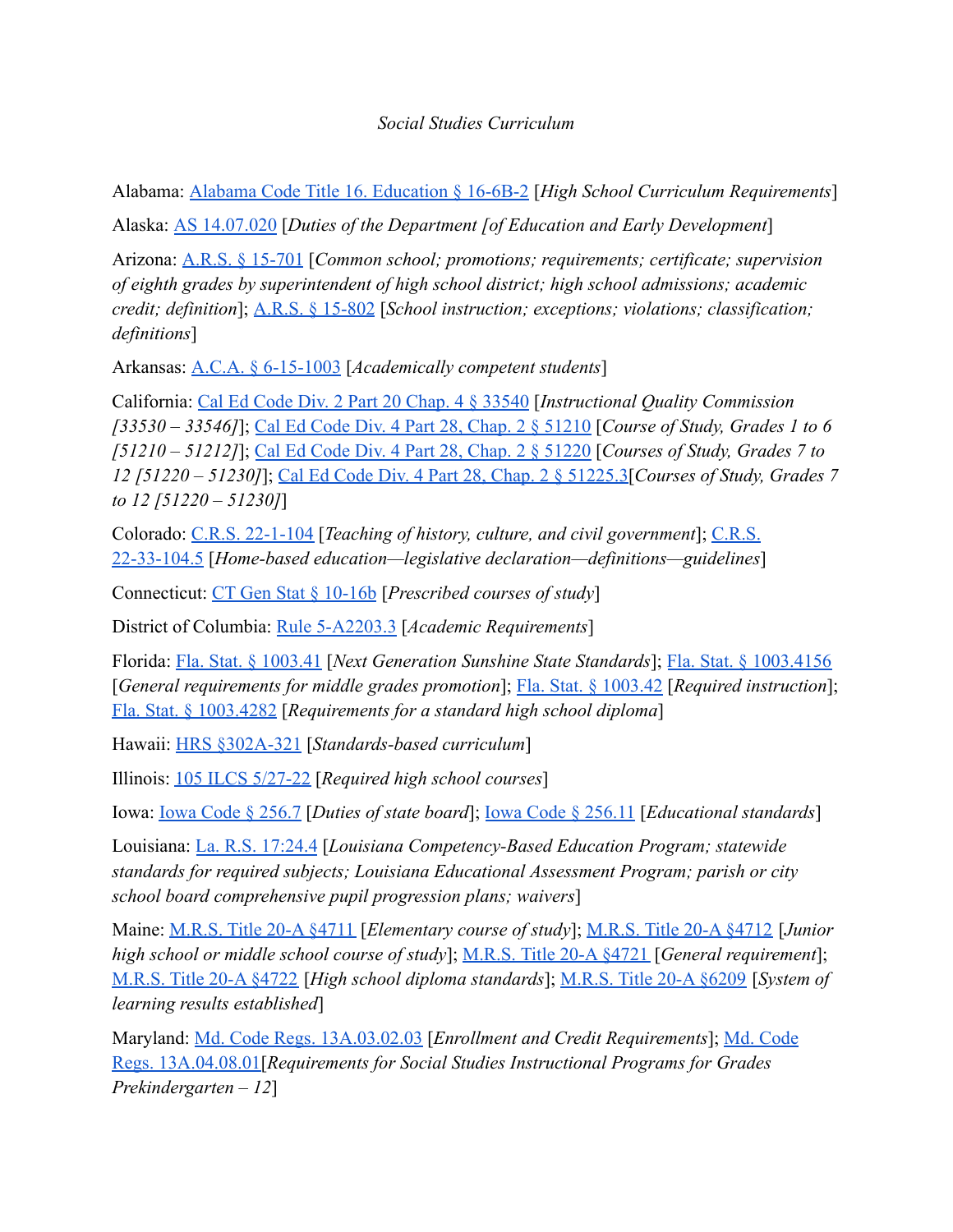*Social Studies Curriculum*

Alabama: [Alabama Code Title 16. Education § 16-6B-2] [*High School Curriculum Requirements*]

Alaska: [AS 14.07.020] [*Duties of the Department [of Education and Early Development*]

Arizona: [A.R.S. § 15-701] [*Common school; promotions; requirements; certificate; supervision of eighth grades by superintendent of high school district; high school admissions; academic credit; definition*]; [A.R.S. § 15-802] [*School instruction; exceptions; violations; classification; definitions*]

Arkansas: [A.C.A. § 6-15-1003] [*Academically competent students*]

California: [Cal Ed Code Div. 2 Part 20 Chap. 4 § 33540] [*Instructional Quality Commission [33530 – 33546]*]; [Cal Ed Code Div. 4 Part 28, Chap. 2 § 51210] [*Course of Study, Grades 1 to 6 [51210 – 51212]*]; [Cal Ed Code Div. 4 Part 28, Chap. 2 § 51220] [*Courses of Study, Grades 7 to 12 [51220 – 51230]*]; [Cal Ed Code Div. 4 Part 28, Chap. 2 § 51225.3][*Courses of Study, Grades 7 to 12 [51220 – 51230]*]

Colorado: [C.R.S. 22-1-104] [*Teaching of history, culture, and civil government*]; [C.R.S. 22-33-104.5] [*Home-based education—legislative declaration—definitions—guidelines*]

Connecticut: [CT Gen Stat § 10-16b] [*Prescribed courses of study*]

District of Columbia: [Rule 5-A2203.3] [*Academic Requirements*]

Florida: [Fla. Stat. § 1003.41] [*Next Generation Sunshine State Standards*]; [Fla. Stat. § 1003.4156] [*General requirements for middle grades promotion*]; [Fla. Stat. § 1003.42] [*Required instruction*]; [Fla. Stat. § 1003.4282] [*Requirements for a standard high school diploma*]

Hawaii: [HRS §302A-321] [*Standards-based curriculum*]

Illinois: [105 ILCS 5/27-22] [*Required high school courses*]

Iowa: [Iowa Code § 256.7] [*Duties of state board*]; [Iowa Code § 256.11] [*Educational standards*]

Louisiana: [La. R.S. 17:24.4] [*Louisiana Competency-Based Education Program; statewide standards for required subjects; Louisiana Educational Assessment Program; parish or city school board comprehensive pupil progression plans; waivers*]

Maine: [M.R.S. Title 20-A §4711] [*Elementary course of study*]; [M.R.S. Title 20-A §4712] [*Junior high school or middle school course of study*]; [M.R.S. Title 20-A §4721] [*General requirement*]; [M.R.S. Title 20-A §4722] [*High school diploma standards*]; [M.R.S. Title 20-A §6209] [*System of learning results established*]

Maryland: [Md. Code Regs. 13A.03.02.03] [*Enrollment and Credit Requirements*]; [Md. Code Regs. 13A.04.08.01][*Requirements for Social Studies Instructional Programs for Grades Prekindergarten – 12*]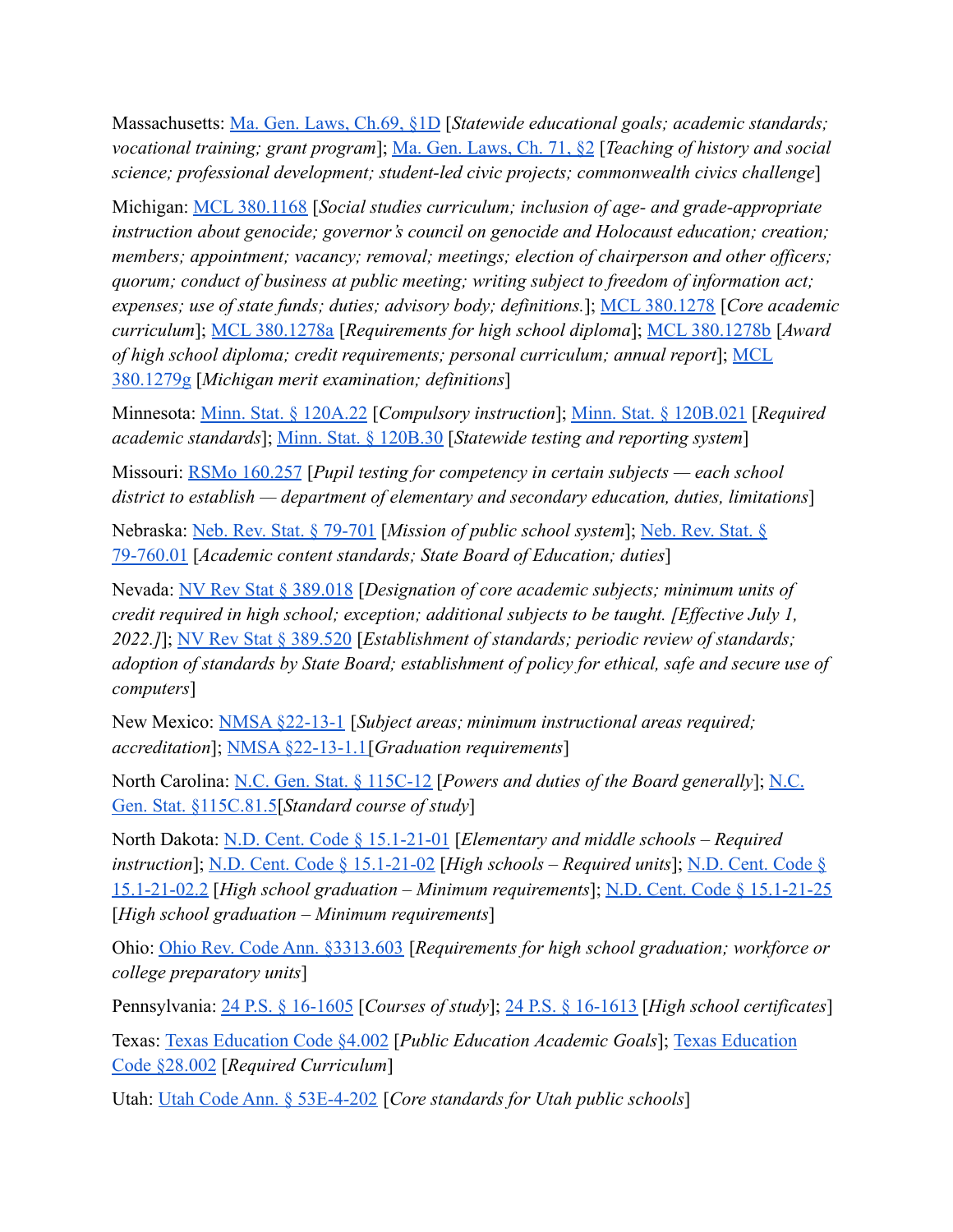Massachusetts: Ma. Gen. Laws, Ch.69, §1D [*Statewide educational goals; academic standards; vocational training; grant program*]; Ma. Gen. Laws, Ch. 71, §2 [*Teaching of history and social science; professional development; student-led civic projects; commonwealth civics challenge*]

Michigan: MCL 380.1168 [*Social studies curriculum; inclusion of age- and grade-appropriate instruction about genocide; governor's council on genocide and Holocaust education; creation; members; appointment; vacancy; removal; meetings; election of chairperson and other officers; quorum; conduct of business at public meeting; writing subject to freedom of information act; expenses; use of state funds; duties; advisory body; definitions.*]; MCL 380.1278 [*Core academic curriculum*]; MCL 380.1278a [*Requirements for high school diploma*]; MCL 380.1278b [*Award of high school diploma; credit requirements; personal curriculum; annual report*]; MCL 380.1279g [*Michigan merit examination; definitions*]

Minnesota: Minn. Stat. § 120A.22 [*Compulsory instruction*]; Minn. Stat. § 120B.021 [*Required academic standards*]; Minn. Stat. § 120B.30 [*Statewide testing and reporting system*]

Missouri: RSMo 160.257 [*Pupil testing for competency in certain subjects — each school district to establish — department of elementary and secondary education, duties, limitations*]

Nebraska: Neb. Rev. Stat. § 79-701 [*Mission of public school system*]; Neb. Rev. Stat. § 79-760.01 [*Academic content standards; State Board of Education; duties*]

Nevada: NV Rev Stat § 389.018 [*Designation of core academic subjects; minimum units of credit required in high school; exception; additional subjects to be taught. [Effective July 1, 2022.]*]; NV Rev Stat § 389.520 [*Establishment of standards; periodic review of standards; adoption of standards by State Board; establishment of policy for ethical, safe and secure use of computers*]

New Mexico: NMSA §22-13-1 [*Subject areas; minimum instructional areas required; accreditation*]; NMSA §22-13-1.1[*Graduation requirements*]

North Carolina: N.C. Gen. Stat. § 115C-12 [*Powers and duties of the Board generally*]; N.C. Gen. Stat. §115C.81.5[*Standard course of study*]

North Dakota: N.D. Cent. Code § 15.1-21-01 [*Elementary and middle schools – Required instruction*]; N.D. Cent. Code § 15.1-21-02 [*High schools – Required units*]; N.D. Cent. Code § 15.1-21-02.2 [*High school graduation – Minimum requirements*]; N.D. Cent. Code § 15.1-21-25 [*High school graduation – Minimum requirements*]

Ohio: Ohio Rev. Code Ann. §3313.603 [*Requirements for high school graduation; workforce or college preparatory units*]

Pennsylvania: 24 P.S. § 16-1605 [*Courses of study*]; 24 P.S. § 16-1613 [*High school certificates*]

Texas: Texas Education Code §4.002 [*Public Education Academic Goals*]; Texas Education Code §28.002 [*Required Curriculum*]

Utah: Utah Code Ann. § 53E-4-202 [*Core standards for Utah public schools*]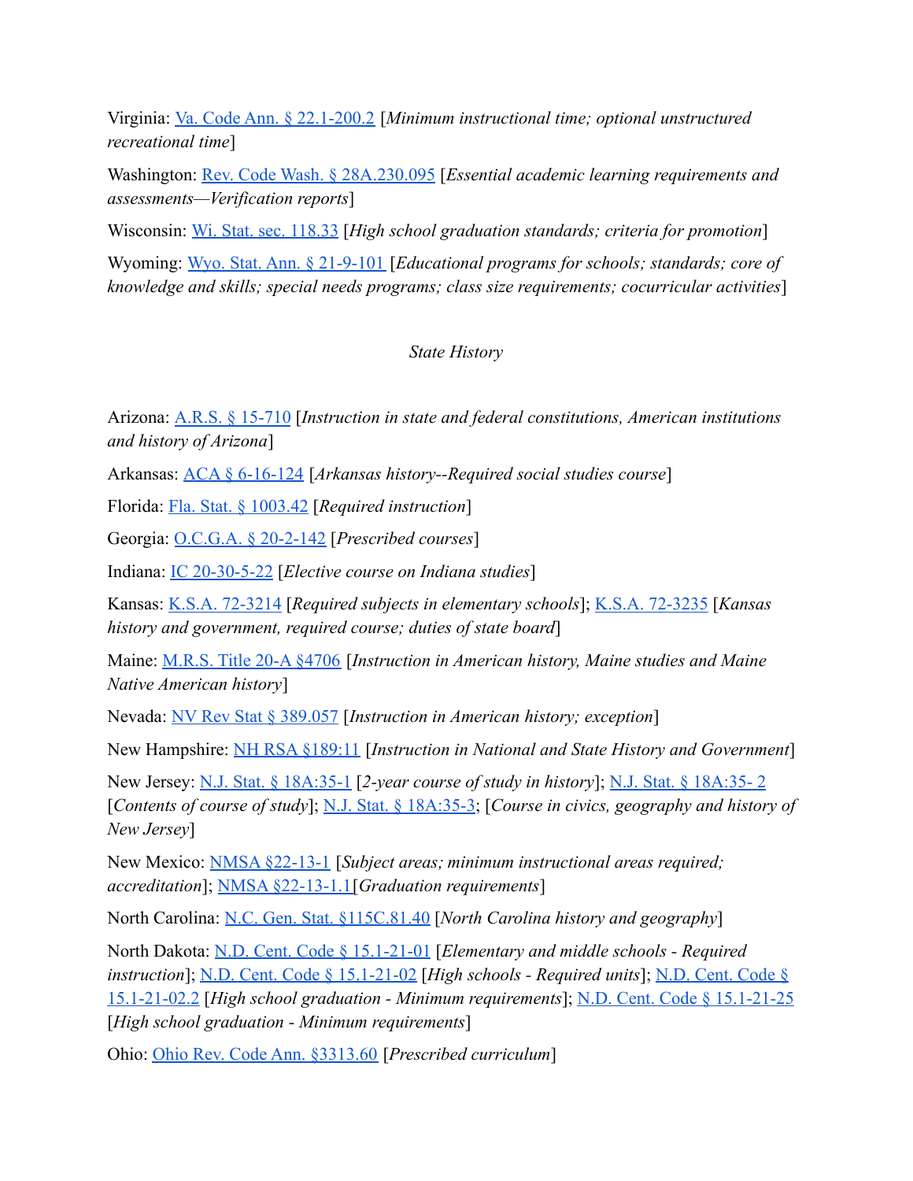Virginia: Va. Code Ann. § 22.1-200.2 [*Minimum instructional time; optional unstructured recreational time*]

Washington: Rev. Code Wash. § 28A.230.095 [*Essential academic learning requirements and assessments—Verification reports*]

Wisconsin: Wi. Stat. sec. 118.33 [*High school graduation standards; criteria for promotion*]

Wyoming: Wyo. Stat. Ann. § 21-9-101 [*Educational programs for schools; standards; core of knowledge and skills; special needs programs; class size requirements; cocurricular activities*]

*State History*

Arizona: A.R.S. § 15-710 [*Instruction in state and federal constitutions, American institutions and history of Arizona*]

Arkansas: ACA § 6-16-124 [*Arkansas history--Required social studies course*]

Florida: Fla. Stat. § 1003.42 [*Required instruction*]

Georgia: O.C.G.A. § 20-2-142 [*Prescribed courses*]

Indiana: IC 20-30-5-22 [*Elective course on Indiana studies*]

Kansas: K.S.A. 72-3214 [*Required subjects in elementary schools*]; K.S.A. 72-3235 [*Kansas history and government, required course; duties of state board*]

Maine: M.R.S. Title 20-A §4706 [*Instruction in American history, Maine studies and Maine Native American history*]

Nevada: NV Rev Stat § 389.057 [*Instruction in American history; exception*]

New Hampshire: NH RSA §189:11 [*Instruction in National and State History and Government*]

New Jersey: N.J. Stat. § 18A:35-1 [*2-year course of study in history*]; N.J. Stat. § 18A:35- 2 [*Contents of course of study*]; N.J. Stat. § 18A:35-3; [*Course in civics, geography and history of New Jersey*]

New Mexico: NMSA §22-13-1 [*Subject areas; minimum instructional areas required; accreditation*]; NMSA §22-13-1.1[*Graduation requirements*]

North Carolina: N.C. Gen. Stat. §115C.81.40 [*North Carolina history and geography*]

North Dakota: N.D. Cent. Code § 15.1-21-01 [*Elementary and middle schools - Required instruction*]; N.D. Cent. Code § 15.1-21-02 [*High schools - Required units*]; N.D. Cent. Code § 15.1-21-02.2 [*High school graduation - Minimum requirements*]; N.D. Cent. Code § 15.1-21-25 [*High school graduation - Minimum requirements*]

Ohio: Ohio Rev. Code Ann. §3313.60 [*Prescribed curriculum*]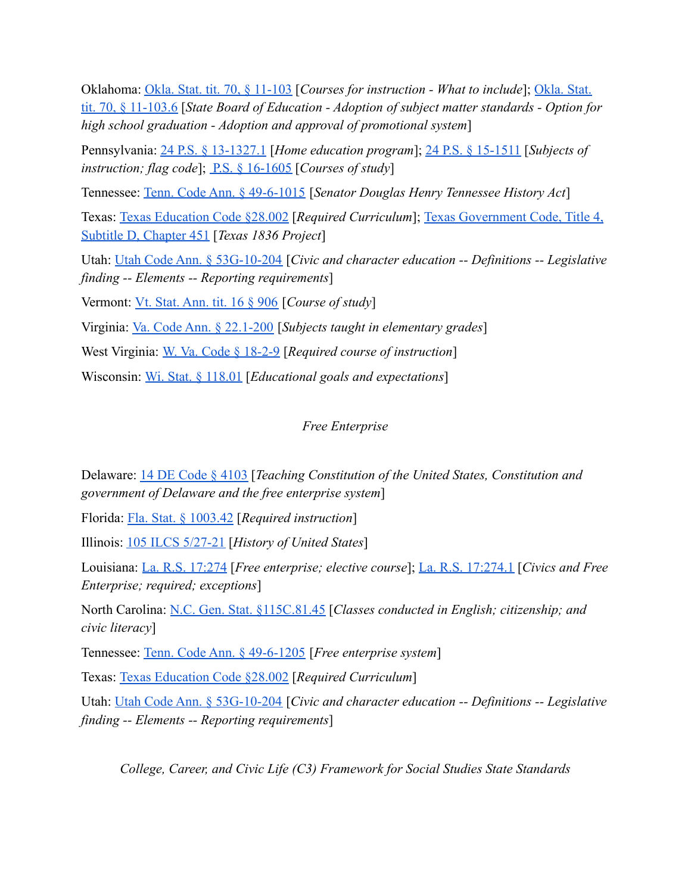Oklahoma: Okla. Stat. tit. 70, § 11-103 [*Courses for instruction - What to include*]; Okla. Stat. tit. 70, § 11-103.6 [*State Board of Education - Adoption of subject matter standards - Option for high school graduation - Adoption and approval of promotional system*]

Pennsylvania: 24 P.S. § 13-1327.1 [*Home education program*]; 24 P.S. § 15-1511 [*Subjects of instruction; flag code*]; P.S. § 16-1605 [*Courses of study*]

Tennessee: Tenn. Code Ann. § 49-6-1015 [*Senator Douglas Henry Tennessee History Act*]

Texas: Texas Education Code §28.002 [*Required Curriculum*]; Texas Government Code, Title 4, Subtitle D, Chapter 451 [*Texas 1836 Project*]

Utah: Utah Code Ann. § 53G-10-204 [*Civic and character education -- Definitions -- Legislative finding -- Elements -- Reporting requirements*]

Vermont: Vt. Stat. Ann. tit. 16 § 906 [*Course of study*]

Virginia: Va. Code Ann. § 22.1-200 [*Subjects taught in elementary grades*]

West Virginia: W. Va. Code § 18-2-9 [*Required course of instruction*]

Wisconsin: Wi. Stat. § 118.01 [*Educational goals and expectations*]

*Free Enterprise*

Delaware: 14 DE Code § 4103 [*Teaching Constitution of the United States, Constitution and government of Delaware and the free enterprise system*]

Florida: Fla. Stat. § 1003.42 [*Required instruction*]

Illinois: 105 ILCS 5/27-21 [*History of United States*]

Louisiana: La. R.S. 17:274 [*Free enterprise; elective course*]; La. R.S. 17:274.1 [*Civics and Free Enterprise; required; exceptions*]

North Carolina: N.C. Gen. Stat. §115C.81.45 [*Classes conducted in English; citizenship; and civic literacy*]

Tennessee: Tenn. Code Ann. § 49-6-1205 [*Free enterprise system*]

Texas: Texas Education Code §28.002 [*Required Curriculum*]

Utah: Utah Code Ann. § 53G-10-204 [*Civic and character education -- Definitions -- Legislative finding -- Elements -- Reporting requirements*]

*College, Career, and Civic Life (C3) Framework for Social Studies State Standards*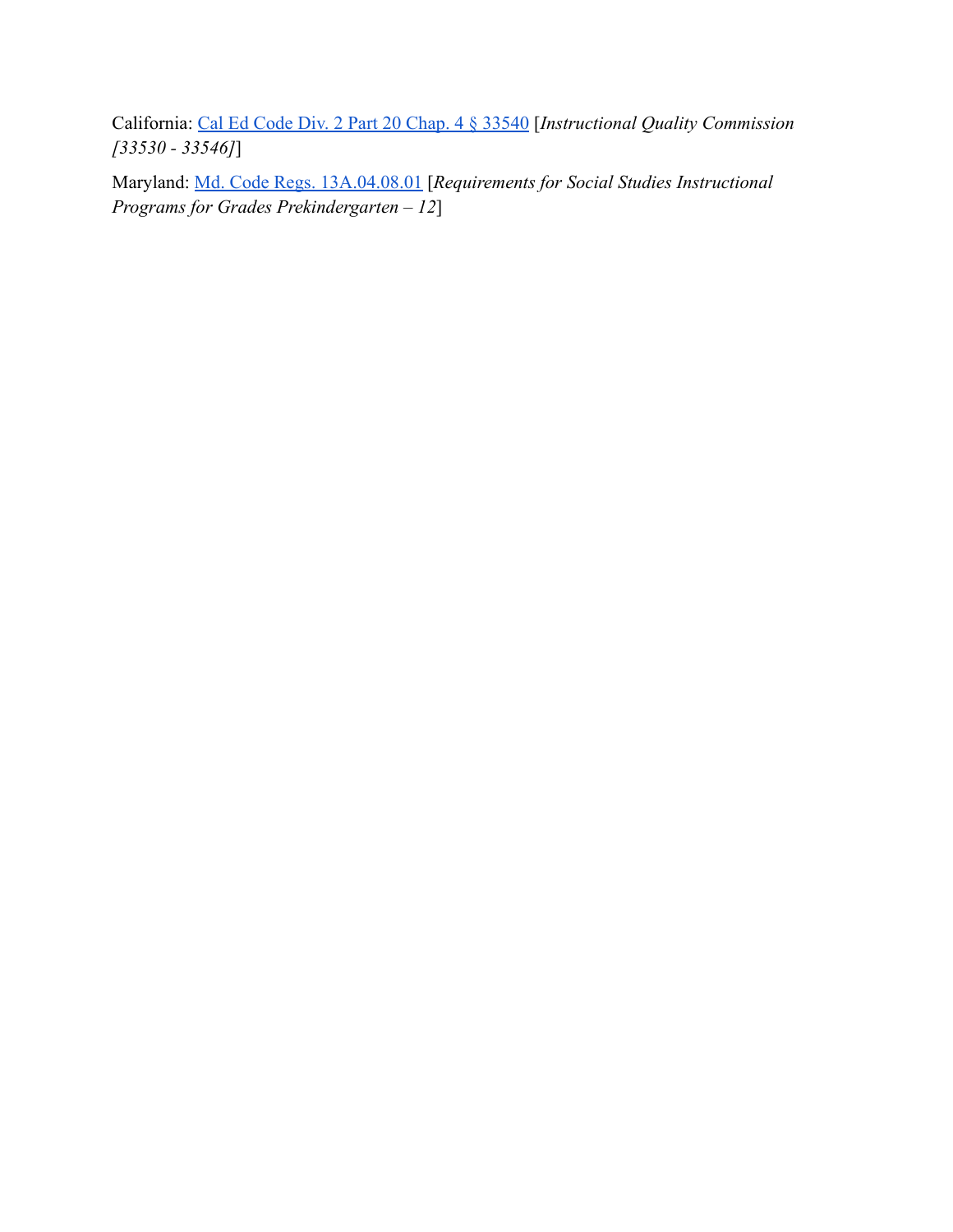California: [Cal Ed Code Div. 2 Part 20 Chap. 4 § 33540] [*Instructional Quality Commission [33530 - 33546]*]

Maryland: [Md. Code Regs. 13A.04.08.01] [*Requirements for Social Studies Instructional Programs for Grades Prekindergarten – 12*]